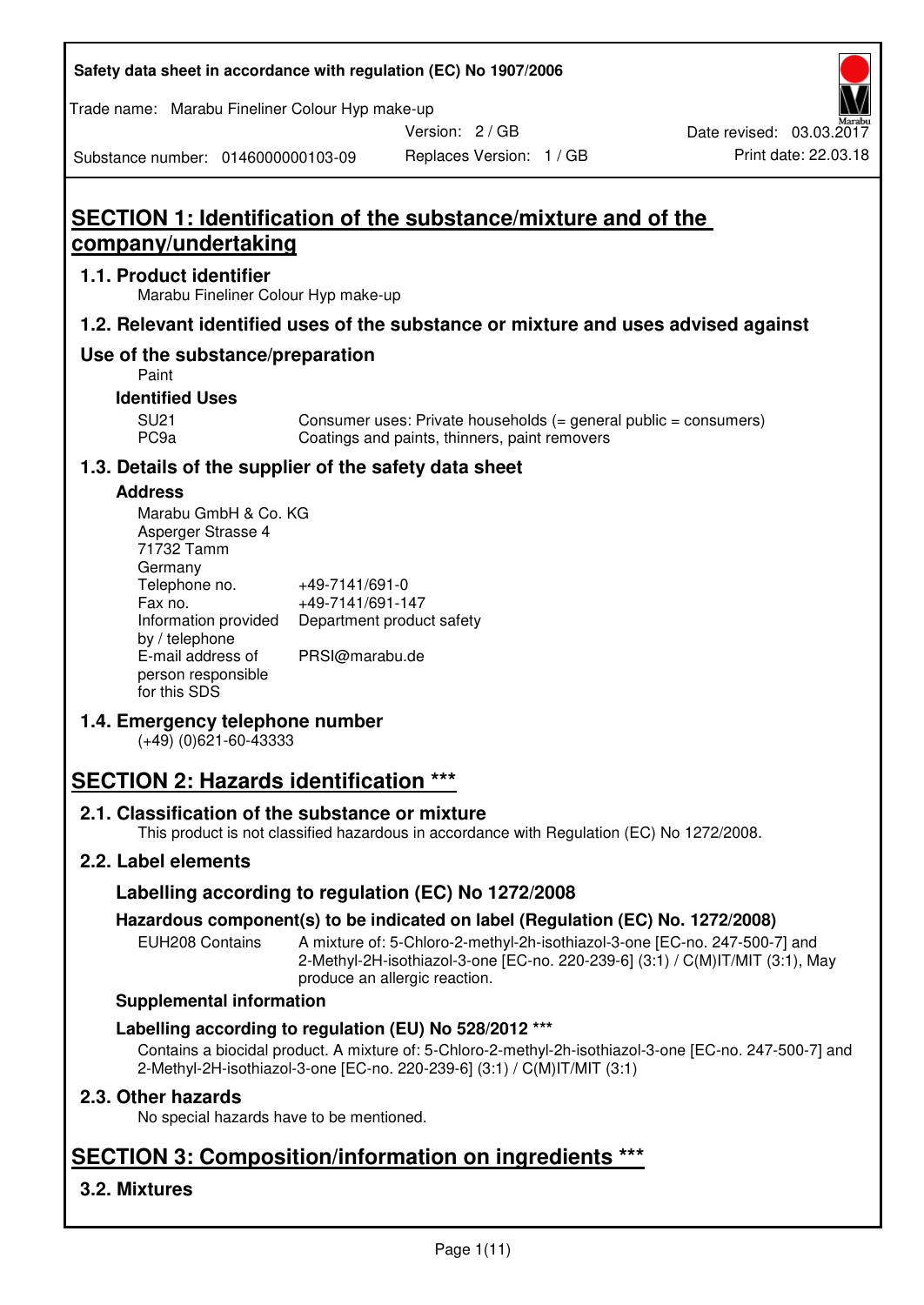Safety data sheet in accordance with regulation (EC) No 1907/2006

Trade name: Marabu Fineliner Colour Hyp make-up

Version: 2 / GB

Date revised: 03.03.2017

Substance number: 0146000000103-09

Replaces Version: 1 / GB

Print date: 22.03.18

# SECTION 1: Identification of the substance/mixture and of the company/undertaking

## 1.1. Product identifier

Marabu Fineliner Colour Hyp make-up

## 1.2. Relevant identified uses of the substance or mixture and uses advised against

## Use of the substance/preparation

Paint

### Identified Uses

| | |
|---|---|
| SU21 | Consumer uses: Private households (= general public = consumers) |
| PC9a | Coatings and paints, thinners, paint removers |

## 1.3. Details of the supplier of the safety data sheet

### Address

Marabu GmbH & Co. KG
Asperger Strasse 4
71732 Tamm
Germany

| | |
|---|---|
| Telephone no. | +49-7141/691-0 |
| Fax no. | +49-7141/691-147 |
| Information provided by / telephone | Department product safety |
| E-mail address of person responsible for this SDS | PRSI@marabu.de |

## 1.4. Emergency telephone number

(+49) (0)621-60-43333

# SECTION 2: Hazards identification ***

## 2.1. Classification of the substance or mixture

This product is not classified hazardous in accordance with Regulation (EC) No 1272/2008.

## 2.2. Label elements

### Labelling according to regulation (EC) No 1272/2008

### Hazardous component(s) to be indicated on label (Regulation (EC) No. 1272/2008)

| | |
|---|---|
| EUH208 Contains | A mixture of: 5-Chloro-2-methyl-2h-isothiazol-3-one [EC-no. 247-500-7] and 2-Methyl-2H-isothiazol-3-one [EC-no. 220-239-6] (3:1) / C(M)IT/MIT (3:1), May produce an allergic reaction. |

### Supplemental information

### Labelling according to regulation (EU) No 528/2012 ***

Contains a biocidal product. A mixture of: 5-Chloro-2-methyl-2h-isothiazol-3-one [EC-no. 247-500-7] and 2-Methyl-2H-isothiazol-3-one [EC-no. 220-239-6] (3:1) / C(M)IT/MIT (3:1)

## 2.3. Other hazards

No special hazards have to be mentioned.

# SECTION 3: Composition/information on ingredients ***

## 3.2. Mixtures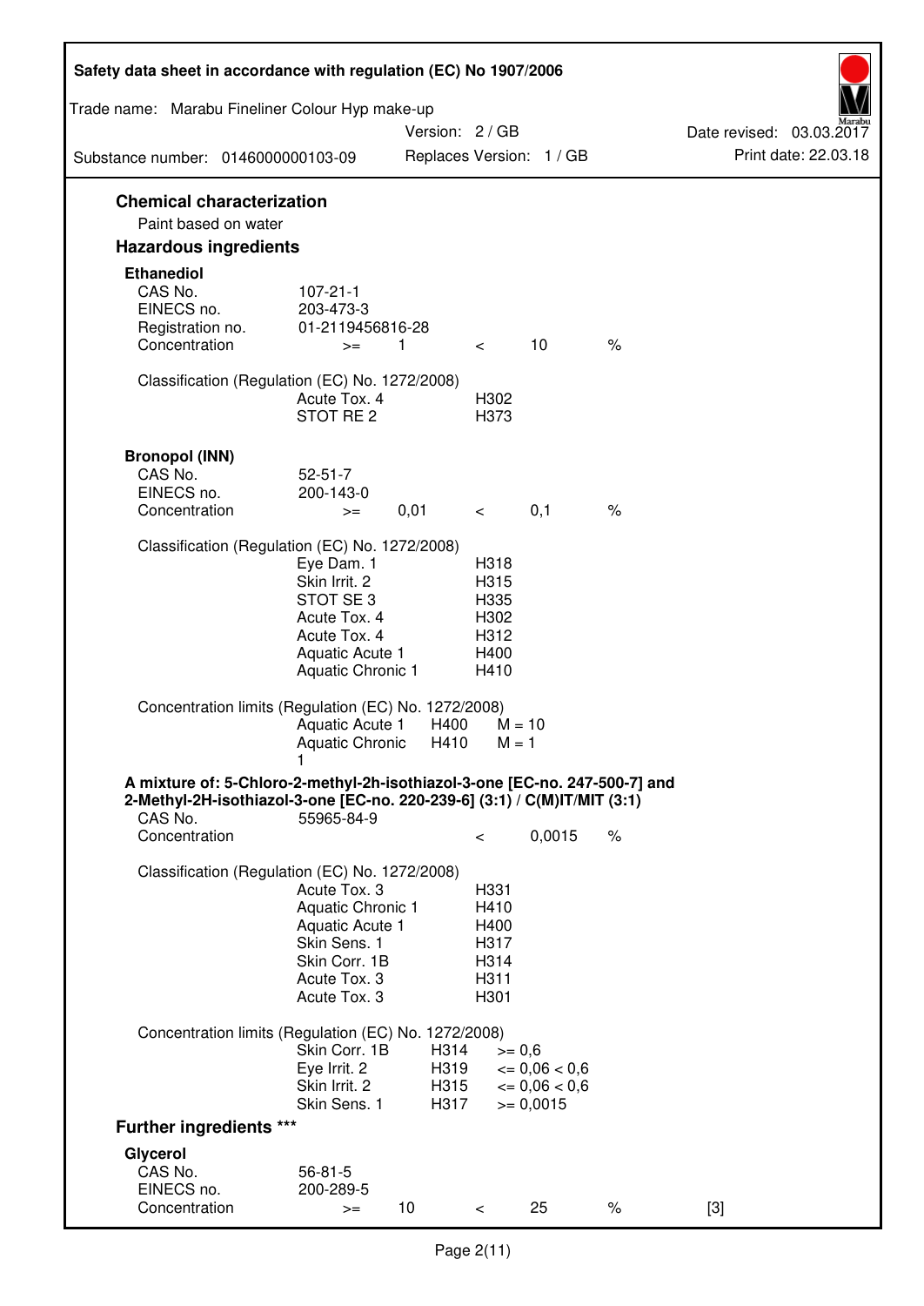## Chemical characterization

Paint based on water

## Hazardous ingredients

### Ethanediol

| | | | | | |
|---|---|---|---|---|---|
| CAS No. | 107-21-1 | | | | |
| EINECS no. | 203-473-3 | | | | |
| Registration no. | 01-2119456816-28 | | | | |
| Concentration | >= | 1 | < | 10 | % |

Classification (Regulation (EC) No. 1272/2008)

| | |
|---|---|
| Acute Tox. 4 | H302 |
| STOT RE 2 | H373 |

### Bronopol (INN)

| | | | | | |
|---|---|---|---|---|---|
| CAS No. | 52-51-7 | | | | |
| EINECS no. | 200-143-0 | | | | |
| Concentration | >= | 0,01 | < | 0,1 | % |

Classification (Regulation (EC) No. 1272/2008)

| | |
|---|---|
| Eye Dam. 1 | H318 |
| Skin Irrit. 2 | H315 |
| STOT SE 3 | H335 |
| Acute Tox. 4 | H302 |
| Acute Tox. 4 | H312 |
| Aquatic Acute 1 | H400 |
| Aquatic Chronic 1 | H410 |

Concentration limits (Regulation (EC) No. 1272/2008)

| | | |
|---|---|---|
| Aquatic Acute 1 | H400 | M = 10 |
| Aquatic Chronic 1 | H410 | M = 1 |

### A mixture of: 5-Chloro-2-methyl-2h-isothiazol-3-one [EC-no. 247-500-7] and 2-Methyl-2H-isothiazol-3-one [EC-no. 220-239-6] (3:1) / C(M)IT/MIT (3:1)

| | | | |
|---|---|---|---|
| CAS No. | 55965-84-9 | | |
| Concentration | < | 0,0015 | % |

Classification (Regulation (EC) No. 1272/2008)

| | |
|---|---|
| Acute Tox. 3 | H331 |
| Aquatic Chronic 1 | H410 |
| Aquatic Acute 1 | H400 |
| Skin Sens. 1 | H317 |
| Skin Corr. 1B | H314 |
| Acute Tox. 3 | H311 |
| Acute Tox. 3 | H301 |

Concentration limits (Regulation (EC) No. 1272/2008)

| | | |
|---|---|---|
| Skin Corr. 1B | H314 | >= 0,6 |
| Eye Irrit. 2 | H319 | <= 0,06 < 0,6 |
| Skin Irrit. 2 | H315 | <= 0,06 < 0,6 |
| Skin Sens. 1 | H317 | >= 0,0015 |

## Further ingredients ***

### Glycerol

| | | | | | | |
|---|---|---|---|---|---|---|
| CAS No. | 56-81-5 | | | | | |
| EINECS no. | 200-289-5 | | | | | |
| Concentration | >= | 10 | < | 25 | % | [3] |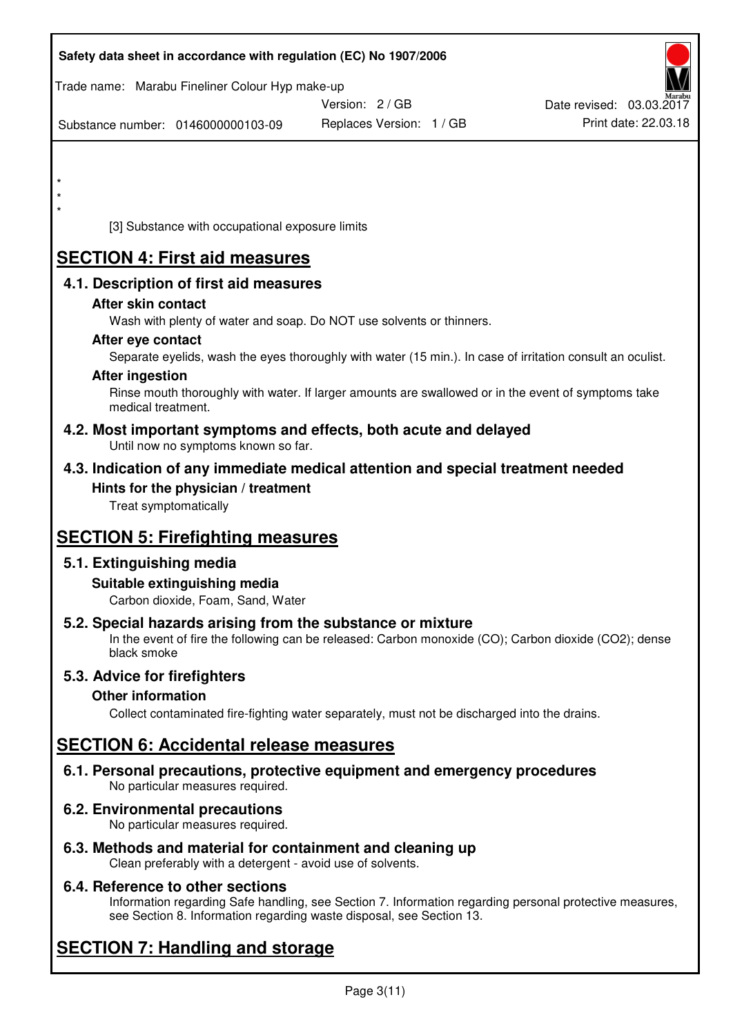\*
\*
\*

[3] Substance with occupational exposure limits

# SECTION 4: First aid measures

## 4.1. Description of first aid measures

### After skin contact

Wash with plenty of water and soap. Do NOT use solvents or thinners.

### After eye contact

Separate eyelids, wash the eyes thoroughly with water (15 min.). In case of irritation consult an oculist.

### After ingestion

Rinse mouth thoroughly with water. If larger amounts are swallowed or in the event of symptoms take medical treatment.

## 4.2. Most important symptoms and effects, both acute and delayed

Until now no symptoms known so far.

## 4.3. Indication of any immediate medical attention and special treatment needed

### Hints for the physician / treatment

Treat symptomatically

# SECTION 5: Firefighting measures

## 5.1. Extinguishing media

### Suitable extinguishing media

Carbon dioxide, Foam, Sand, Water

## 5.2. Special hazards arising from the substance or mixture

In the event of fire the following can be released: Carbon monoxide (CO); Carbon dioxide ($CO_2$); dense black smoke

## 5.3. Advice for firefighters

### Other information

Collect contaminated fire-fighting water separately, must not be discharged into the drains.

# SECTION 6: Accidental release measures

## 6.1. Personal precautions, protective equipment and emergency procedures

No particular measures required.

## 6.2. Environmental precautions

No particular measures required.

## 6.3. Methods and material for containment and cleaning up

Clean preferably with a detergent - avoid use of solvents.

## 6.4. Reference to other sections

Information regarding Safe handling, see Section 7. Information regarding personal protective measures, see Section 8. Information regarding waste disposal, see Section 13.

# SECTION 7: Handling and storage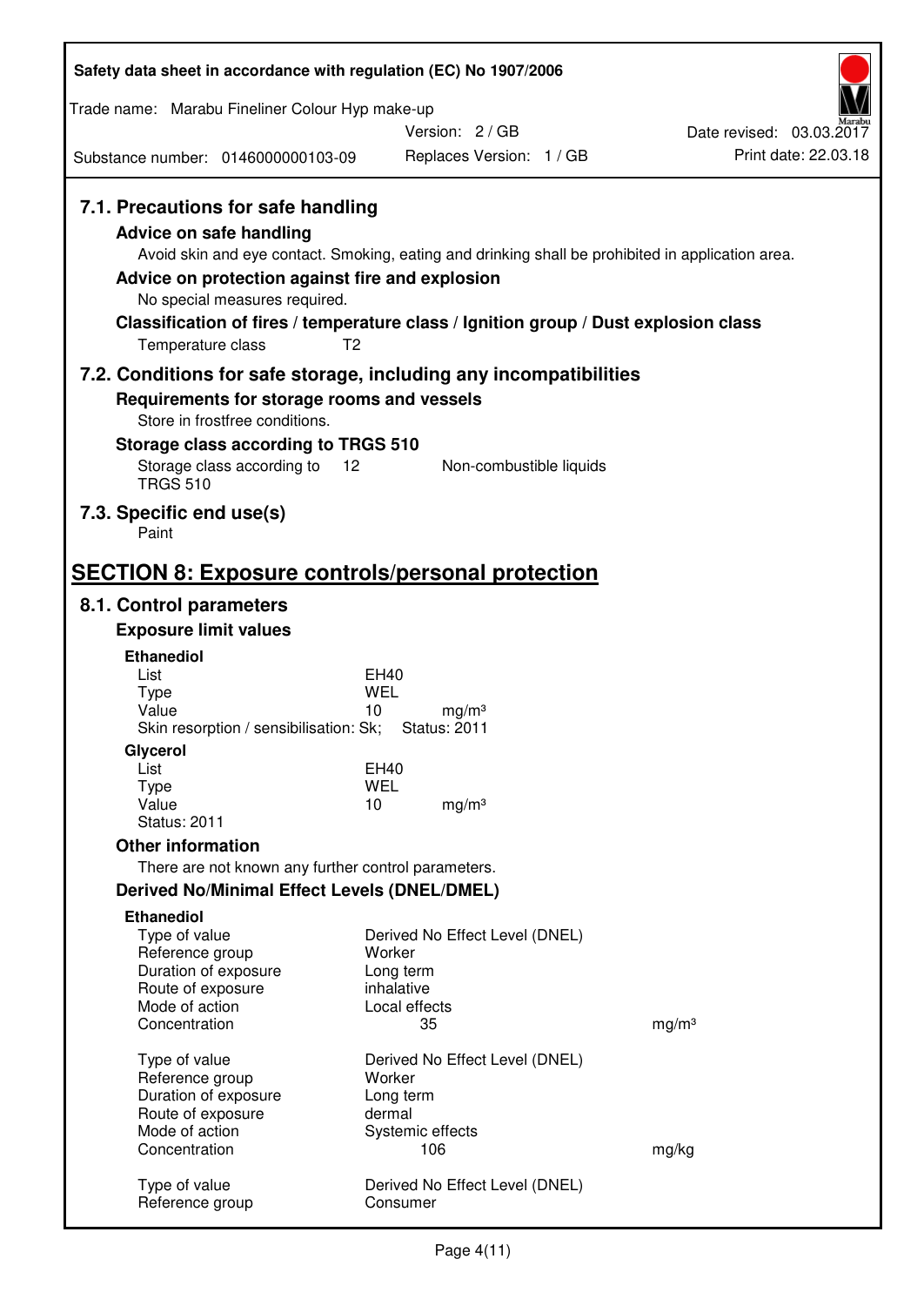## 7.1. Precautions for safe handling

### Advice on safe handling

Avoid skin and eye contact. Smoking, eating and drinking shall be prohibited in application area.

### Advice on protection against fire and explosion

No special measures required.

### Classification of fires / temperature class / Ignition group / Dust explosion class

Temperature class T2

## 7.2. Conditions for safe storage, including any incompatibilities

### Requirements for storage rooms and vessels

Store in frostfree conditions.

### Storage class according to TRGS 510

Storage class according to TRGS 510 12 Non-combustible liquids

## 7.3. Specific end use(s)

Paint

# SECTION 8: Exposure controls/personal protection

## 8.1. Control parameters

### Exposure limit values

**Ethanediol**

| | | |
|---|---|---|
| List | EH40 | |
| Type | WEL | |
| Value | 10 | mg/m³ |
| Skin resorption / sensibilisation: Sk; | Status: 2011 | |

**Glycerol**

| | | |
|---|---|---|
| List | EH40 | |
| Type | WEL | |
| Value | 10 | mg/m³ |
| Status: 2011 | | |

### Other information

There are not known any further control parameters.

### Derived No/Minimal Effect Levels (DNEL/DMEL)

**Ethanediol**

| | | |
|---|---|---|
| Type of value | Derived No Effect Level (DNEL) | |
| Reference group | Worker | |
| Duration of exposure | Long term | |
| Route of exposure | inhalative | |
| Mode of action | Local effects | |
| Concentration | 35 | mg/m³ |

| | | |
|---|---|---|
| Type of value | Derived No Effect Level (DNEL) | |
| Reference group | Worker | |
| Duration of exposure | Long term | |
| Route of exposure | dermal | |
| Mode of action | Systemic effects | |
| Concentration | 106 | mg/kg |

| | |
|---|---|
| Type of value | Derived No Effect Level (DNEL) |
| Reference group | Consumer |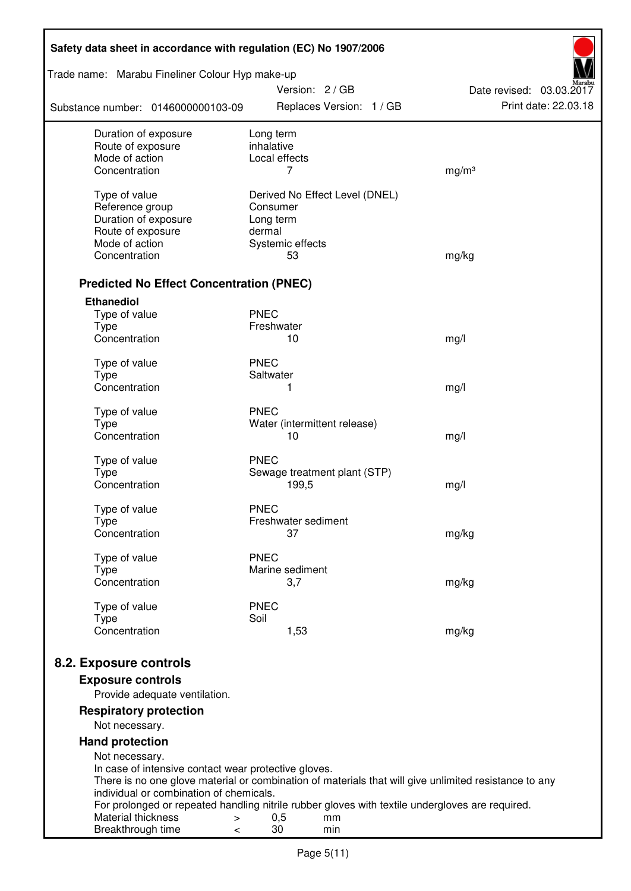| | | |
|---|---|---|
| Duration of exposure | Long term | |
| Route of exposure | inhalative | |
| Mode of action | Local effects | |
| Concentration | 7 | mg/m³ |
| | | |
| Type of value | Derived No Effect Level (DNEL) | |
| Reference group | Consumer | |
| Duration of exposure | Long term | |
| Route of exposure | dermal | |
| Mode of action | Systemic effects | |
| Concentration | 53 | mg/kg |

### Predicted No Effect Concentration (PNEC)

**Ethanediol**

| | | |
|---|---|---|
| Type of value | PNEC | |
| Type | Freshwater | |
| Concentration | 10 | mg/l |
| | | |
| Type of value | PNEC | |
| Type | Saltwater | |
| Concentration | 1 | mg/l |
| | | |
| Type of value | PNEC | |
| Type | Water (intermittent release) | |
| Concentration | 10 | mg/l |
| | | |
| Type of value | PNEC | |
| Type | Sewage treatment plant (STP) | |
| Concentration | 199,5 | mg/l |
| | | |
| Type of value | PNEC | |
| Type | Freshwater sediment | |
| Concentration | 37 | mg/kg |
| | | |
| Type of value | PNEC | |
| Type | Marine sediment | |
| Concentration | 3,7 | mg/kg |
| | | |
| Type of value | PNEC | |
| Type | Soil | |
| Concentration | 1,53 | mg/kg |

## 8.2. Exposure controls

### Exposure controls

Provide adequate ventilation.

### Respiratory protection

Not necessary.

### Hand protection

Not necessary.
In case of intensive contact wear protective gloves.
There is no one glove material or combination of materials that will give unlimited resistance to any individual or combination of chemicals.
For prolonged or repeated handling nitrile rubber gloves with textile undergloves are required.

| | | | |
|---|---|---|---|
| Material thickness | > | 0,5 | mm |
| Breakthrough time | < | 30 | min |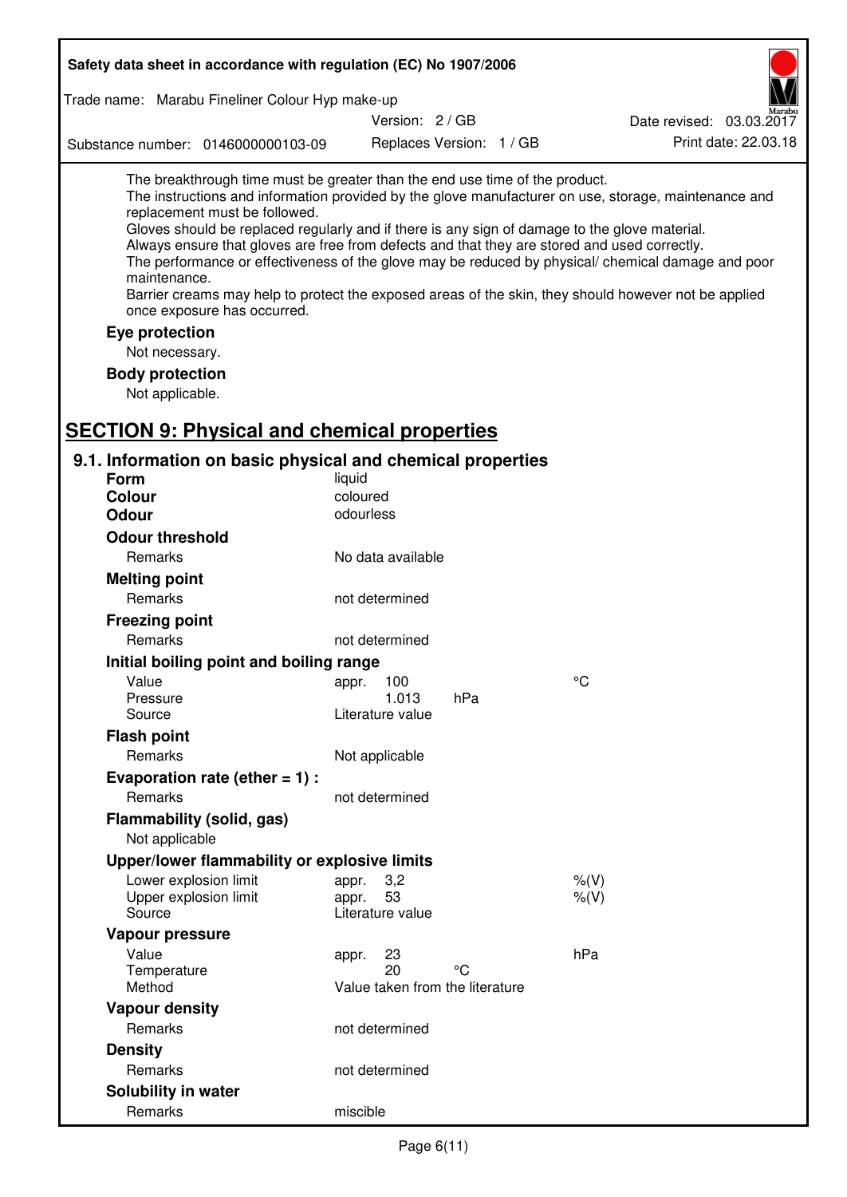The breakthrough time must be greater than the end use time of the product.
The instructions and information provided by the glove manufacturer on use, storage, maintenance and replacement must be followed.
Gloves should be replaced regularly and if there is any sign of damage to the glove material.
Always ensure that gloves are free from defects and that they are stored and used correctly.
The performance or effectiveness of the glove may be reduced by physical/ chemical damage and poor maintenance.
Barrier creams may help to protect the exposed areas of the skin, they should however not be applied once exposure has occurred.

**Eye protection**

Not necessary.

**Body protection**

Not applicable.

## SECTION 9: Physical and chemical properties

### 9.1. Information on basic physical and chemical properties

| | | | |
|---|---|---|---|
| **Form** | liquid | | |
| **Colour** | coloured | | |
| **Odour** | odourless | | |
| **Odour threshold** | | | |
| Remarks | No data available | | |
| **Melting point** | | | |
| Remarks | not determined | | |
| **Freezing point** | | | |
| Remarks | not determined | | |
| **Initial boiling point and boiling range** | | | |
| Value | appr. 100 | | °C |
| Pressure | 1.013 | hPa | |
| Source | Literature value | | |
| **Flash point** | | | |
| Remarks | Not applicable | | |
| **Evaporation rate (ether = 1) :** | | | |
| Remarks | not determined | | |
| **Flammability (solid, gas)** | | | |
| Not applicable | | | |
| **Upper/lower flammability or explosive limits** | | | |
| Lower explosion limit | appr. 3,2 | | %(V) |
| Upper explosion limit | appr. 53 | | %(V) |
| Source | Literature value | | |
| **Vapour pressure** | | | |
| Value | appr. 23 | | hPa |
| Temperature | 20 | °C | |
| Method | Value taken from the literature | | |
| **Vapour density** | | | |
| Remarks | not determined | | |
| **Density** | | | |
| Remarks | not determined | | |
| **Solubility in water** | | | |
| Remarks | miscible | | |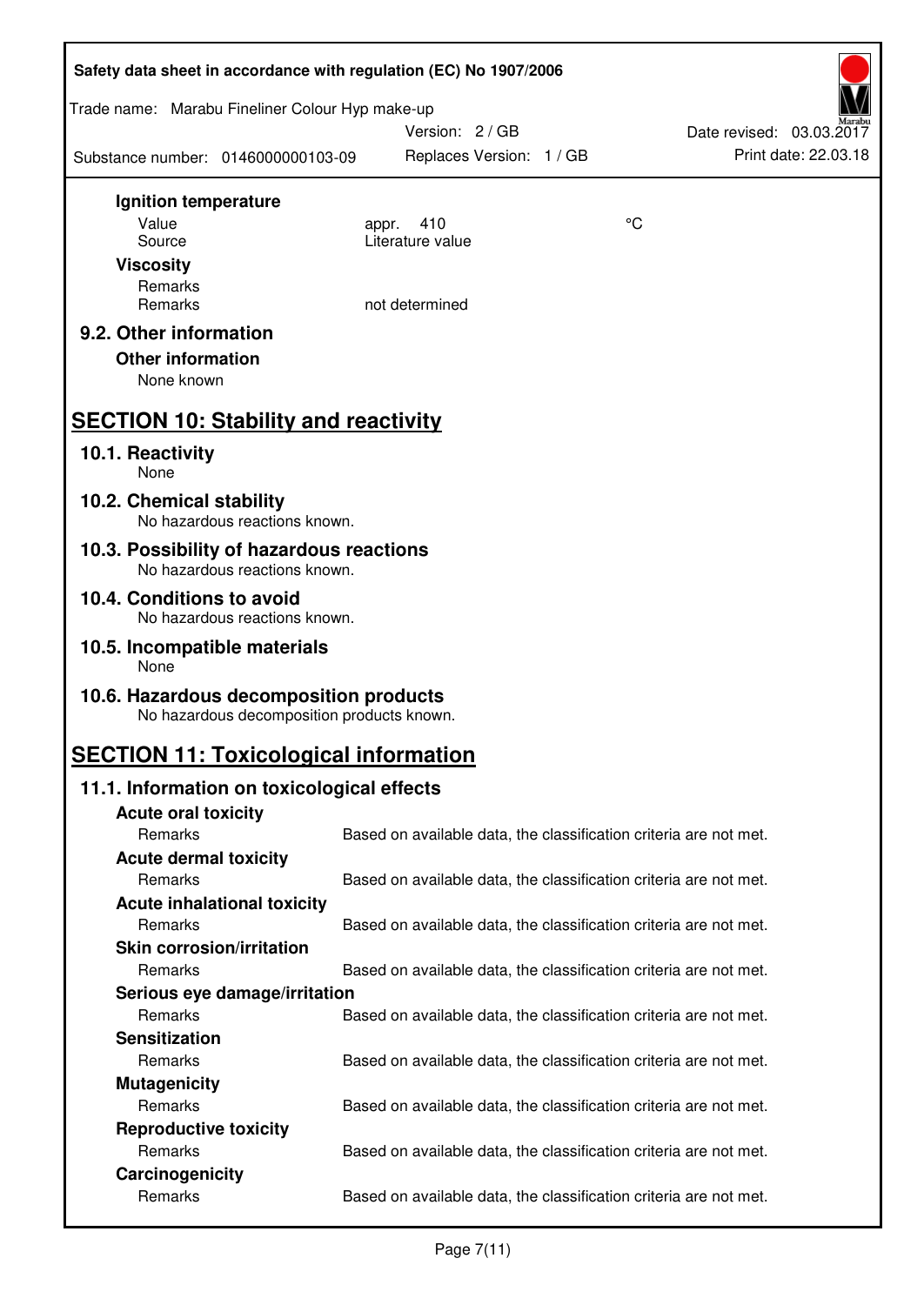**Ignition temperature**

| | | |
|---|---|---|
| Value | appr. 410 | °C |
| Source | Literature value | |

**Viscosity**

| | |
|---|---|
| Remarks | |
| Remarks | not determined |

## 9.2. Other information

**Other information**

None known

# SECTION 10: Stability and reactivity

## 10.1. Reactivity

None

## 10.2. Chemical stability

No hazardous reactions known.

## 10.3. Possibility of hazardous reactions

No hazardous reactions known.

## 10.4. Conditions to avoid

No hazardous reactions known.

## 10.5. Incompatible materials

None

## 10.6. Hazardous decomposition products

No hazardous decomposition products known.

# SECTION 11: Toxicological information

## 11.1. Information on toxicological effects

**Acute oral toxicity**

Remarks: Based on available data, the classification criteria are not met.

**Acute dermal toxicity**

Remarks: Based on available data, the classification criteria are not met.

**Acute inhalational toxicity**

Remarks: Based on available data, the classification criteria are not met.

**Skin corrosion/irritation**

Remarks: Based on available data, the classification criteria are not met.

**Serious eye damage/irritation**

Remarks: Based on available data, the classification criteria are not met.

**Sensitization**

Remarks: Based on available data, the classification criteria are not met.

**Mutagenicity**

Remarks: Based on available data, the classification criteria are not met.

**Reproductive toxicity**

Remarks: Based on available data, the classification criteria are not met.

**Carcinogenicity**

Remarks: Based on available data, the classification criteria are not met.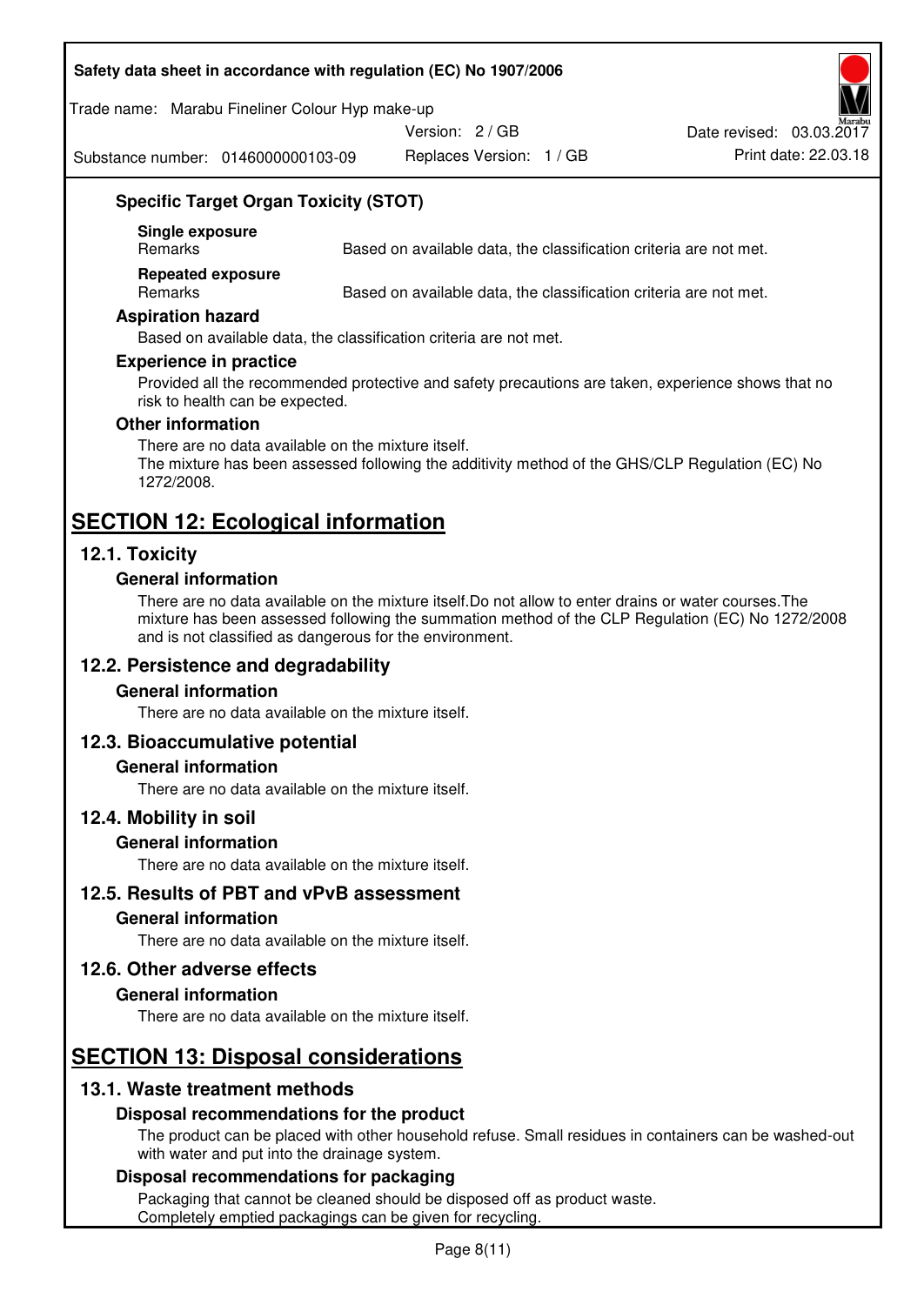### Specific Target Organ Toxicity (STOT)

**Single exposure**

| | |
|---|---|
| Remarks | Based on available data, the classification criteria are not met. |

**Repeated exposure**

| | |
|---|---|
| Remarks | Based on available data, the classification criteria are not met. |

### Aspiration hazard

Based on available data, the classification criteria are not met.

### Experience in practice

Provided all the recommended protective and safety precautions are taken, experience shows that no risk to health can be expected.

### Other information

There are no data available on the mixture itself.
The mixture has been assessed following the additivity method of the GHS/CLP Regulation (EC) No 1272/2008.

# SECTION 12: Ecological information

## 12.1. Toxicity

### General information

There are no data available on the mixture itself.Do not allow to enter drains or water courses.The mixture has been assessed following the summation method of the CLP Regulation (EC) No 1272/2008 and is not classified as dangerous for the environment.

## 12.2. Persistence and degradability

### General information

There are no data available on the mixture itself.

## 12.3. Bioaccumulative potential

### General information

There are no data available on the mixture itself.

## 12.4. Mobility in soil

### General information

There are no data available on the mixture itself.

## 12.5. Results of PBT and vPvB assessment

### General information

There are no data available on the mixture itself.

## 12.6. Other adverse effects

### General information

There are no data available on the mixture itself.

# SECTION 13: Disposal considerations

## 13.1. Waste treatment methods

### Disposal recommendations for the product

The product can be placed with other household refuse. Small residues in containers can be washed-out with water and put into the drainage system.

### Disposal recommendations for packaging

Packaging that cannot be cleaned should be disposed off as product waste.
Completely emptied packagings can be given for recycling.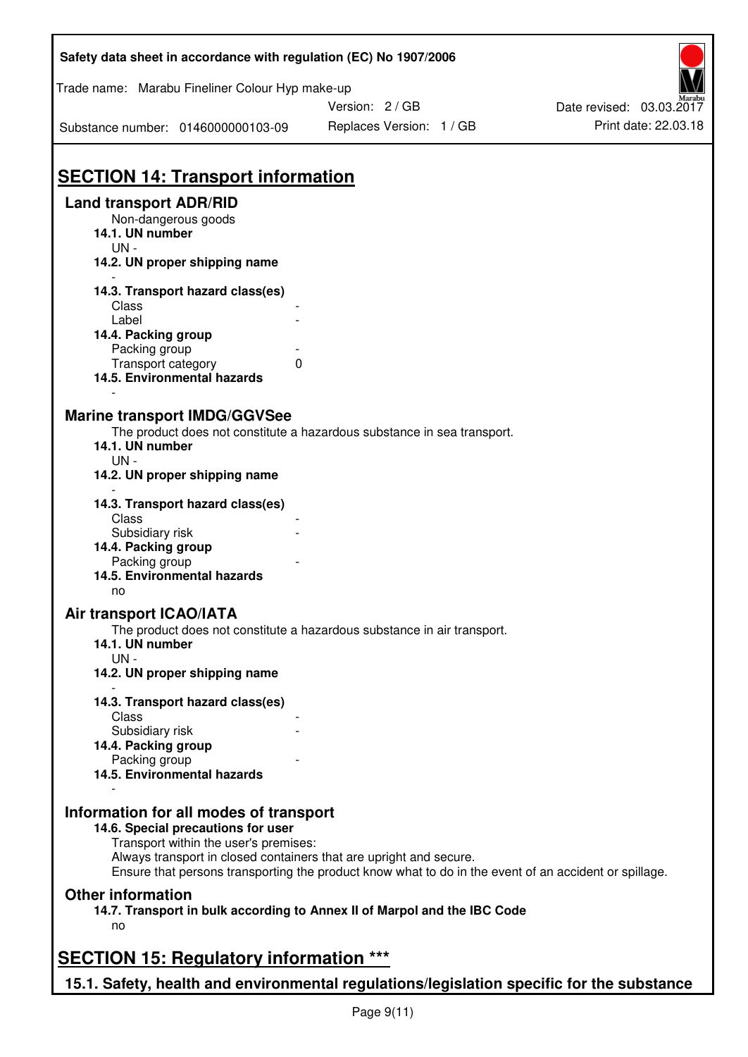## SECTION 14: Transport information

### Land transport ADR/RID

Non-dangerous goods

**14.1. UN number**

UN -

**14.2. UN proper shipping name**

-

**14.3. Transport hazard class(es)**

| | |
|---|---|
| Class | - |
| Label | - |

**14.4. Packing group**

| | |
|---|---|
| Packing group | - |
| Transport category | 0 |

**14.5. Environmental hazards**

-

### Marine transport IMDG/GGVSee

The product does not constitute a hazardous substance in sea transport.

**14.1. UN number**

UN -

**14.2. UN proper shipping name**

-

**14.3. Transport hazard class(es)**

| | |
|---|---|
| Class | - |
| Subsidiary risk | - |

**14.4. Packing group**

| | |
|---|---|
| Packing group | - |

**14.5. Environmental hazards**

no

### Air transport ICAO/IATA

The product does not constitute a hazardous substance in air transport.

**14.1. UN number**

UN -

**14.2. UN proper shipping name**

-

**14.3. Transport hazard class(es)**

| | |
|---|---|
| Class | - |
| Subsidiary risk | - |

**14.4. Packing group**

| | |
|---|---|
| Packing group | - |

**14.5. Environmental hazards**

-

### Information for all modes of transport

**14.6. Special precautions for user**

Transport within the user's premises:
Always transport in closed containers that are upright and secure.
Ensure that persons transporting the product know what to do in the event of an accident or spillage.

### Other information

**14.7. Transport in bulk according to Annex II of Marpol and the IBC Code**

no

## SECTION 15: Regulatory information ***

### 15.1. Safety, health and environmental regulations/legislation specific for the substance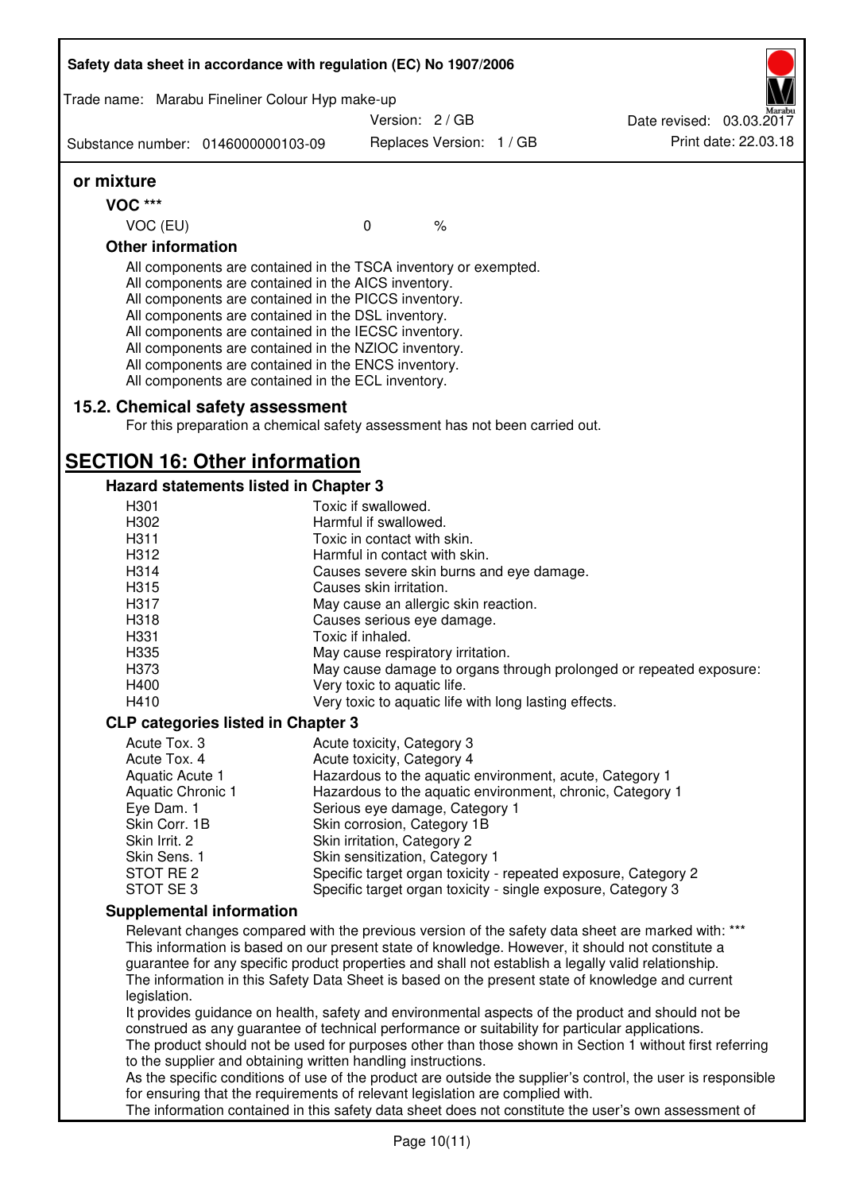### or mixture

#### VOC ***

| | | |
|---|---|---|
| VOC (EU) | 0 | % |

#### Other information

All components are contained in the TSCA inventory or exempted.
All components are contained in the AICS inventory.
All components are contained in the PICCS inventory.
All components are contained in the DSL inventory.
All components are contained in the IECSC inventory.
All components are contained in the NZIOC inventory.
All components are contained in the ENCS inventory.
All components are contained in the ECL inventory.

### 15.2. Chemical safety assessment

For this preparation a chemical safety assessment has not been carried out.

## SECTION 16: Other information

### Hazard statements listed in Chapter 3

| | |
|---|---|
| H301 | Toxic if swallowed. |
| H302 | Harmful if swallowed. |
| H311 | Toxic in contact with skin. |
| H312 | Harmful in contact with skin. |
| H314 | Causes severe skin burns and eye damage. |
| H315 | Causes skin irritation. |
| H317 | May cause an allergic skin reaction. |
| H318 | Causes serious eye damage. |
| H331 | Toxic if inhaled. |
| H335 | May cause respiratory irritation. |
| H373 | May cause damage to organs through prolonged or repeated exposure: |
| H400 | Very toxic to aquatic life. |
| H410 | Very toxic to aquatic life with long lasting effects. |

### CLP categories listed in Chapter 3

| | |
|---|---|
| Acute Tox. 3 | Acute toxicity, Category 3 |
| Acute Tox. 4 | Acute toxicity, Category 4 |
| Aquatic Acute 1 | Hazardous to the aquatic environment, acute, Category 1 |
| Aquatic Chronic 1 | Hazardous to the aquatic environment, chronic, Category 1 |
| Eye Dam. 1 | Serious eye damage, Category 1 |
| Skin Corr. 1B | Skin corrosion, Category 1B |
| Skin Irrit. 2 | Skin irritation, Category 2 |
| Skin Sens. 1 | Skin sensitization, Category 1 |
| STOT RE 2 | Specific target organ toxicity - repeated exposure, Category 2 |
| STOT SE 3 | Specific target organ toxicity - single exposure, Category 3 |

### Supplemental information

Relevant changes compared with the previous version of the safety data sheet are marked with: ***
This information is based on our present state of knowledge. However, it should not constitute a guarantee for any specific product properties and shall not establish a legally valid relationship.
The information in this Safety Data Sheet is based on the present state of knowledge and current legislation.
It provides guidance on health, safety and environmental aspects of the product and should not be construed as any guarantee of technical performance or suitability for particular applications.
The product should not be used for purposes other than those shown in Section 1 without first referring to the supplier and obtaining written handling instructions.
As the specific conditions of use of the product are outside the supplier's control, the user is responsible for ensuring that the requirements of relevant legislation are complied with.
The information contained in this safety data sheet does not constitute the user's own assessment of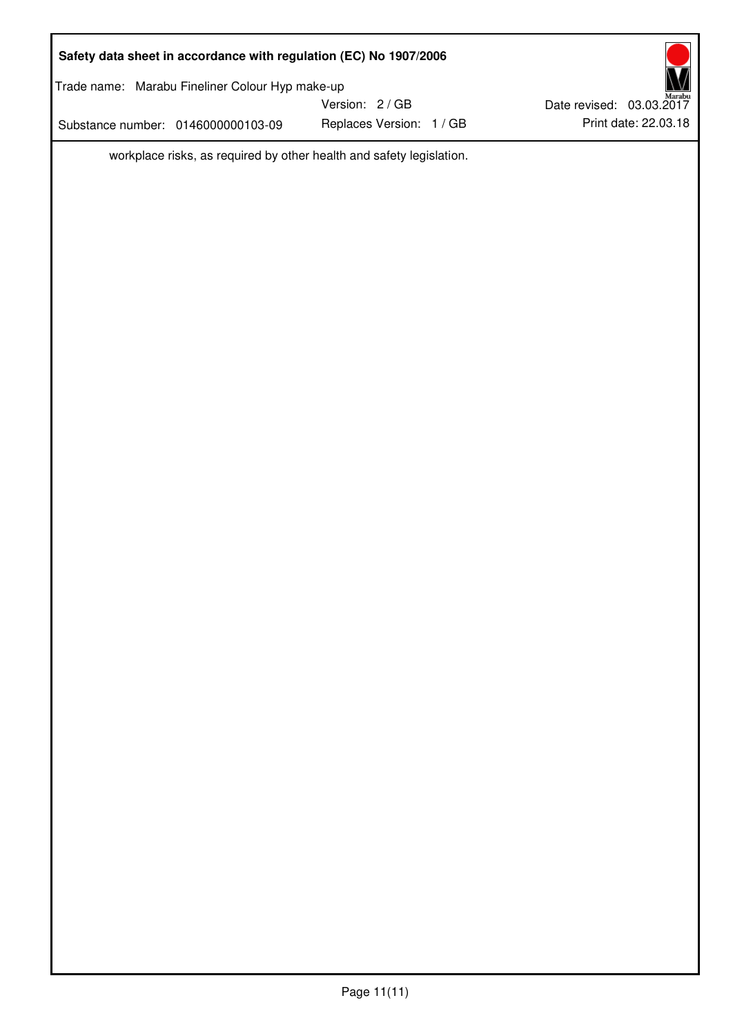workplace risks, as required by other health and safety legislation.